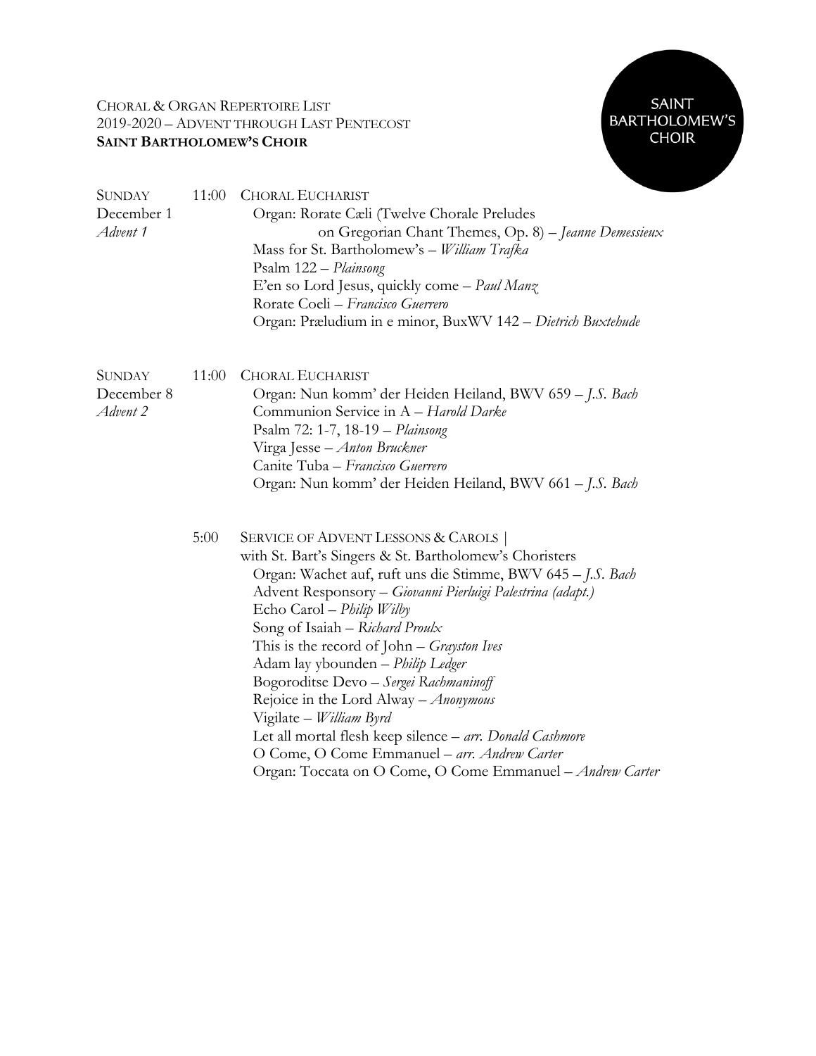CHORAL & ORGAN REPERTOIRE LIST
2019-2020 – ADVENT THROUGH LAST PENTECOST
**SAINT BARTHOLOMEW'S CHOIR**

SAINT BARTHOLOMEW'S CHOIR

**SUNDAY** December 1 *Advent 1*

11:00 CHORAL EUCHARIST

- Organ: Rorate Cæli (Twelve Chorale Preludes on Gregorian Chant Themes, Op. 8) – *Jeanne Demessieux*
- Mass for St. Bartholomew's – *William Trafka*
- Psalm 122 – *Plainsong*
- E'en so Lord Jesus, quickly come – *Paul Manz*
- Rorate Coeli – *Francisco Guerrero*
- Organ: Præludium in e minor, BuxWV 142 – *Dietrich Buxtehude*

**SUNDAY** December 8 *Advent 2*

11:00 CHORAL EUCHARIST

- Organ: Nun komm' der Heiden Heiland, BWV 659 – *J.S. Bach*
- Communion Service in A – *Harold Darke*
- Psalm 72: 1-7, 18-19 – *Plainsong*
- Virga Jesse – *Anton Bruckner*
- Canite Tuba – *Francisco Guerrero*
- Organ: Nun komm' der Heiden Heiland, BWV 661 – *J.S. Bach*

5:00 SERVICE OF ADVENT LESSONS & CAROLS |
with St. Bart's Singers & St. Bartholomew's Choristers

- Organ: Wachet auf, ruft uns die Stimme, BWV 645 – *J.S. Bach*
- Advent Responsory – *Giovanni Pierluigi Palestrina (adapt.)*
- Echo Carol – *Philip Wilby*
- Song of Isaiah – *Richard Proulx*
- This is the record of John – *Grayston Ives*
- Adam lay ybounden – *Philip Ledger*
- Bogoroditse Devo – *Sergei Rachmaninoff*
- Rejoice in the Lord Alway – *Anonymous*
- Vigilate – *William Byrd*
- Let all mortal flesh keep silence – *arr. Donald Cashmore*
- O Come, O Come Emmanuel – *arr. Andrew Carter*
- Organ: Toccata on O Come, O Come Emmanuel – *Andrew Carter*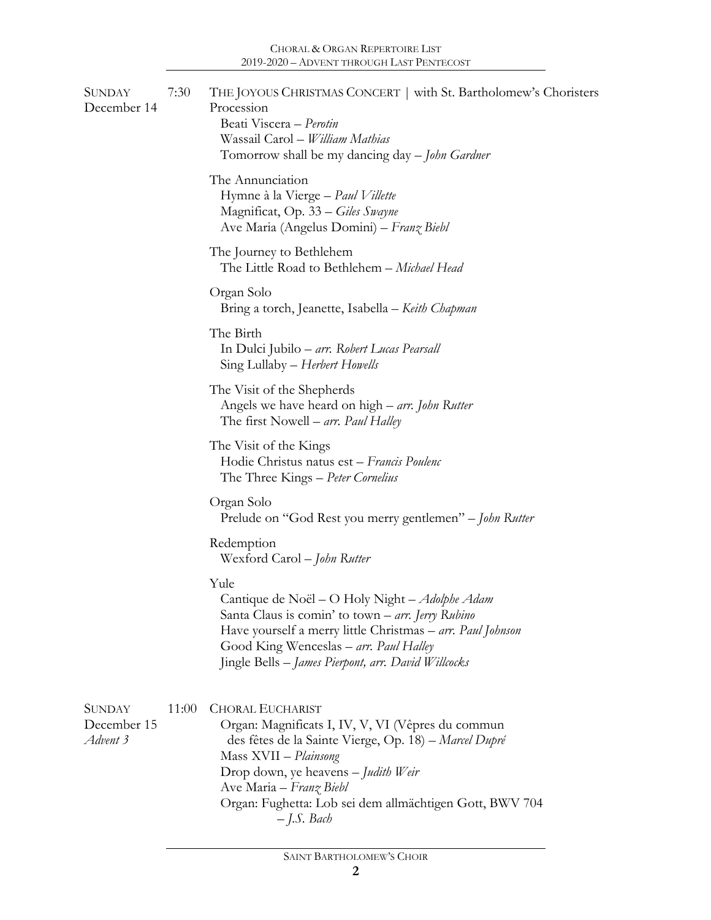**Sunday**
**December 14** — 7:30

**THE JOYOUS CHRISTMAS CONCERT | with St. Bartholomew's Choristers**

Procession
- Beati Viscera – *Perotin*
- Wassail Carol – *William Mathias*
- Tomorrow shall be my dancing day – *John Gardner*

The Annunciation
- Hymne à la Vierge – *Paul Villette*
- Magnificat, Op. 33 – *Giles Swayne*
- Ave Maria (Angelus Domini) – *Franz Biebl*

The Journey to Bethlehem
- The Little Road to Bethlehem – *Michael Head*

Organ Solo
- Bring a torch, Jeanette, Isabella – *Keith Chapman*

The Birth
- In Dulci Jubilo – *arr. Robert Lucas Pearsall*
- Sing Lullaby – *Herbert Howells*

The Visit of the Shepherds
- Angels we have heard on high – *arr. John Rutter*
- The first Nowell – *arr. Paul Halley*

The Visit of the Kings
- Hodie Christus natus est – *Francis Poulenc*
- The Three Kings – *Peter Cornelius*

Organ Solo
- Prelude on "God Rest you merry gentlemen" – *John Rutter*

Redemption
- Wexford Carol – *John Rutter*

Yule
- Cantique de Noël – O Holy Night – *Adolphe Adam*
- Santa Claus is comin' to town – *arr. Jerry Rubino*
- Have yourself a merry little Christmas – *arr. Paul Johnson*
- Good King Wenceslas – *arr. Paul Halley*
- Jingle Bells – *James Pierpont, arr. David Willcocks*

**Sunday**
**December 15**
*Advent 3* — 11:00

**CHORAL EUCHARIST**
- Organ: Magnificats I, IV, V, VI (Vêpres du commun des fêtes de la Sainte Vierge, Op. 18) – *Marcel Dupré*
- Mass XVII – *Plainsong*
- Drop down, ye heavens – *Judith Weir*
- Ave Maria – *Franz Biebl*
- Organ: Fughetta: Lob sei dem allmächtigen Gott, BWV 704 – *J.S. Bach*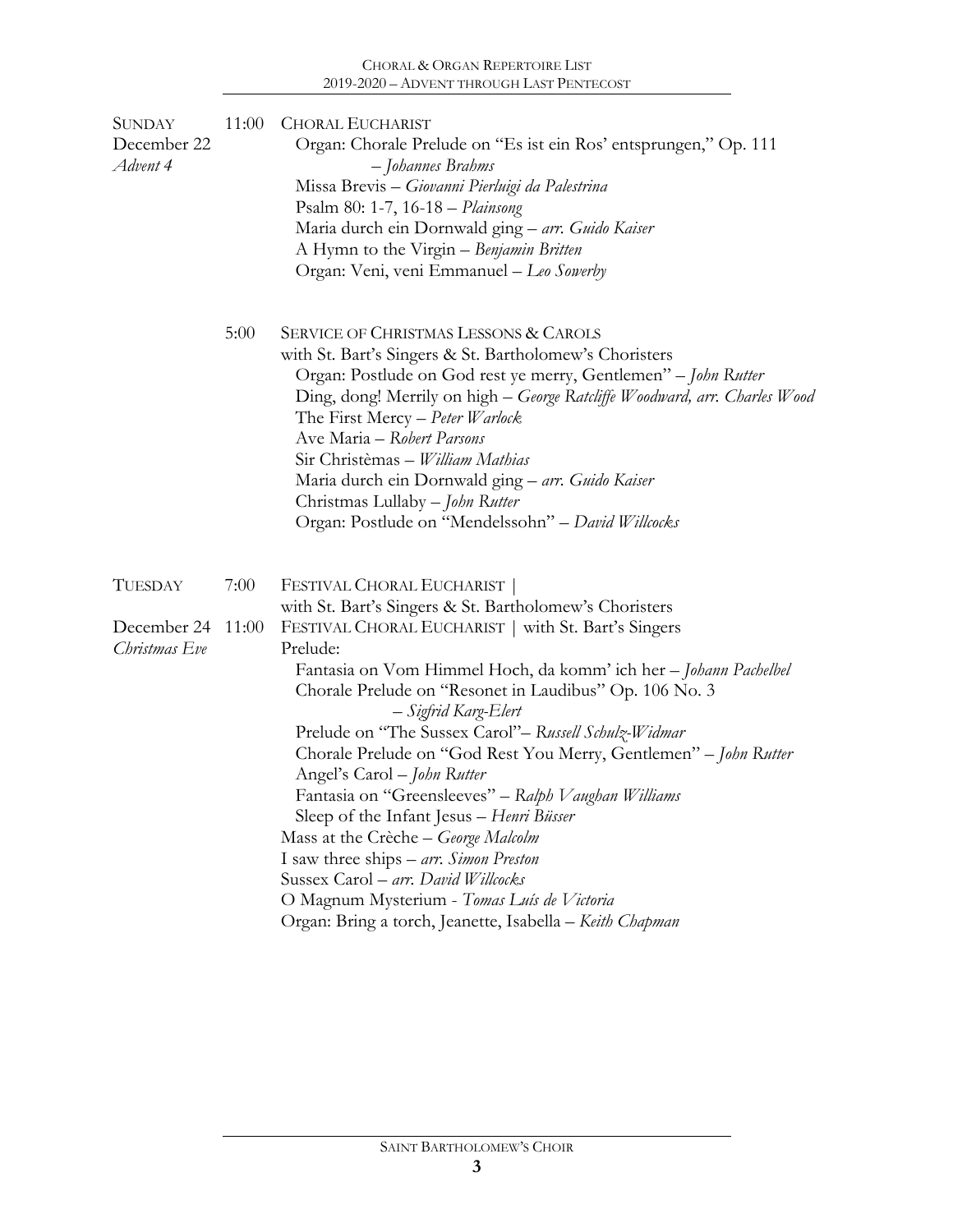**SUNDAY**
**December 22**
*Advent 4*

**11:00 CHORAL EUCHARIST**

Organ: Chorale Prelude on "Es ist ein Ros' entsprungen," Op. 111 – *Johannes Brahms*
Missa Brevis – *Giovanni Pierluigi da Palestrina*
Psalm 80: 1-7, 16-18 – *Plainsong*
Maria durch ein Dornwald ging – *arr. Guido Kaiser*
A Hymn to the Virgin – *Benjamin Britten*
Organ: Veni, veni Emmanuel – *Leo Sowerby*

**5:00 SERVICE OF CHRISTMAS LESSONS & CAROLS**
with St. Bart's Singers & St. Bartholomew's Choristers

Organ: Postlude on God rest ye merry, Gentlemen" – *John Rutter*
Ding, dong! Merrily on high – *George Ratcliffe Woodward, arr. Charles Wood*
The First Mercy – *Peter Warlock*
Ave Maria – *Robert Parsons*
Sir Christèmas – *William Mathias*
Maria durch ein Dornwald ging – *arr. Guido Kaiser*
Christmas Lullaby – *John Rutter*
Organ: Postlude on "Mendelssohn" – *David Willcocks*

**TUESDAY**
**December 24**
*Christmas Eve*

**7:00 FESTIVAL CHORAL EUCHARIST |**
with St. Bart's Singers & St. Bartholomew's Choristers

**11:00 FESTIVAL CHORAL EUCHARIST | with St. Bart's Singers**

Prelude:
Fantasia on Vom Himmel Hoch, da komm' ich her – *Johann Pachelbel*
Chorale Prelude on "Resonet in Laudibus" Op. 106 No. 3 – *Sigfrid Karg-Elert*
Prelude on "The Sussex Carol"– *Russell Schulz-Widmar*
Chorale Prelude on "God Rest You Merry, Gentlemen" – *John Rutter*
Angel's Carol – *John Rutter*
Fantasia on "Greensleeves" – *Ralph Vaughan Williams*
Sleep of the Infant Jesus – *Henri Büsser*

Mass at the Crèche – *George Malcolm*
I saw three ships – *arr. Simon Preston*
Sussex Carol – *arr. David Willcocks*
O Magnum Mysterium - *Tomas Luís de Victoria*
Organ: Bring a torch, Jeanette, Isabella – *Keith Chapman*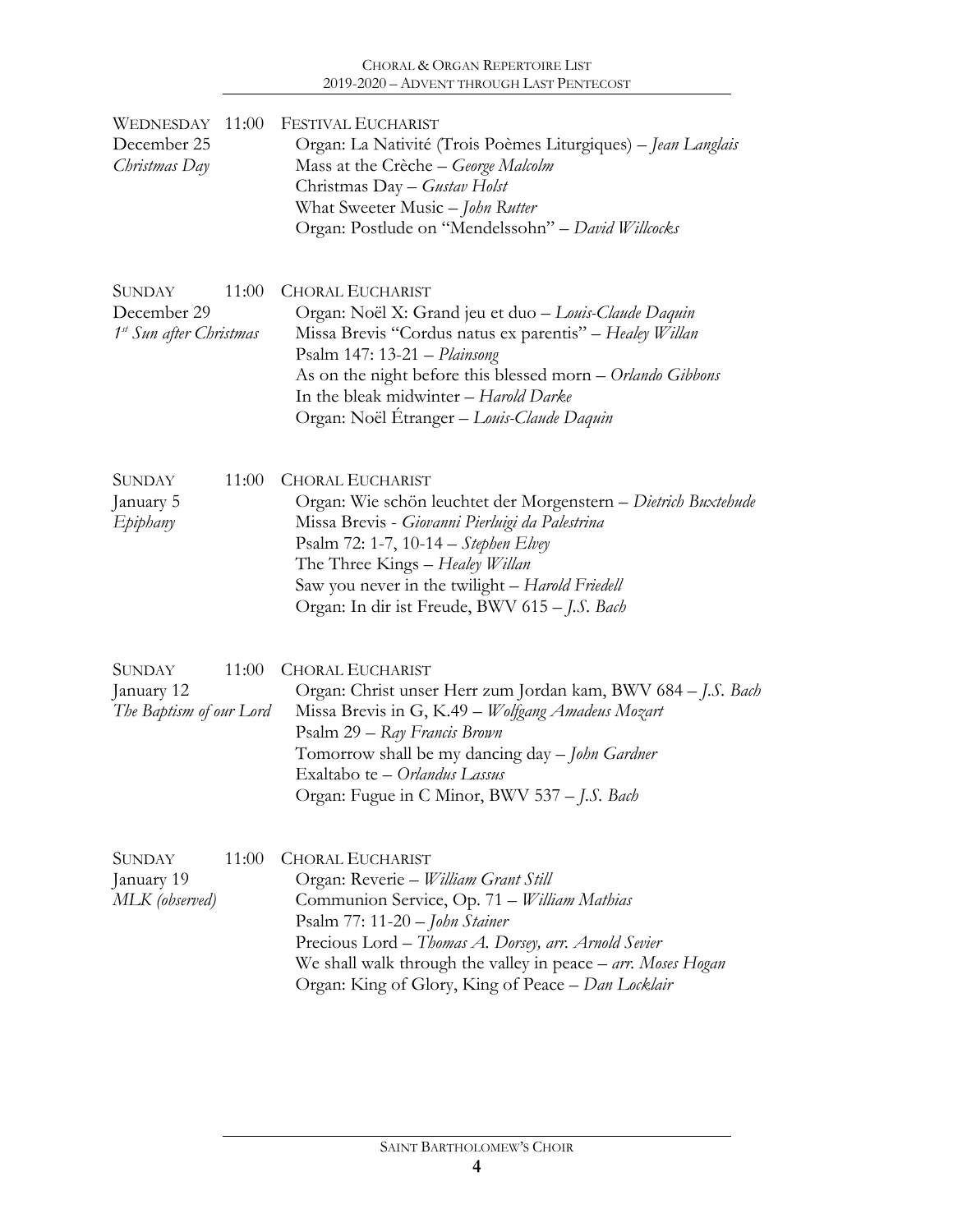WEDNESDAY 11:00
December 25
*Christmas Day*

FESTIVAL EUCHARIST
Organ: La Nativité (Trois Poèmes Liturgiques) – *Jean Langlais*
Mass at the Crèche – *George Malcolm*
Christmas Day – *Gustav Holst*
What Sweeter Music – *John Rutter*
Organ: Postlude on "Mendelssohn" – *David Willcocks*

SUNDAY 11:00
December 29
*1st Sun after Christmas*

CHORAL EUCHARIST
Organ: Noël X: Grand jeu et duo – *Louis-Claude Daquin*
Missa Brevis "Cordus natus ex parentis" – *Healey Willan*
Psalm 147: 13-21 – *Plainsong*
As on the night before this blessed morn – *Orlando Gibbons*
In the bleak midwinter – *Harold Darke*
Organ: Noël Étranger – *Louis-Claude Daquin*

SUNDAY 11:00
January 5
*Epiphany*

CHORAL EUCHARIST
Organ: Wie schön leuchtet der Morgenstern – *Dietrich Buxtehude*
Missa Brevis - *Giovanni Pierluigi da Palestrina*
Psalm 72: 1-7, 10-14 – *Stephen Elvey*
The Three Kings – *Healey Willan*
Saw you never in the twilight – *Harold Friedell*
Organ: In dir ist Freude, BWV 615 – *J.S. Bach*

SUNDAY 11:00
January 12
*The Baptism of our Lord*

CHORAL EUCHARIST
Organ: Christ unser Herr zum Jordan kam, BWV 684 – *J.S. Bach*
Missa Brevis in G, K.49 – *Wolfgang Amadeus Mozart*
Psalm 29 – *Ray Francis Brown*
Tomorrow shall be my dancing day – *John Gardner*
Exaltabo te – *Orlandus Lassus*
Organ: Fugue in C Minor, BWV 537 – *J.S. Bach*

SUNDAY 11:00
January 19
*MLK (observed)*

CHORAL EUCHARIST
Organ: Reverie – *William Grant Still*
Communion Service, Op. 71 – *William Mathias*
Psalm 77: 11-20 – *John Stainer*
Precious Lord – *Thomas A. Dorsey, arr. Arnold Sevier*
We shall walk through the valley in peace – *arr. Moses Hogan*
Organ: King of Glory, King of Peace – *Dan Locklair*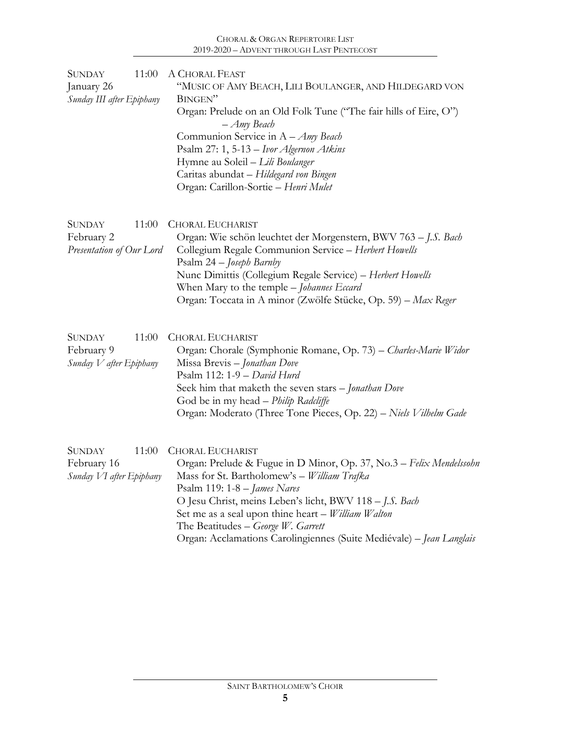SUNDAY 11:00
January 26
*Sunday III after Epiphany*

A CHORAL FEAST
"MUSIC OF AMY BEACH, LILI BOULANGER, AND HILDEGARD VON BINGEN"
Organ: Prelude on an Old Folk Tune ("The fair hills of Eire, O") – *Amy Beach*
Communion Service in A – *Amy Beach*
Psalm 27: 1, 5-13 – *Ivor Algernon Atkins*
Hymne au Soleil – *Lili Boulanger*
Caritas abundat – *Hildegard von Bingen*
Organ: Carillon-Sortie – *Henri Mulet*

SUNDAY 11:00
February 2
*Presentation of Our Lord*

CHORAL EUCHARIST
Organ: Wie schön leuchtet der Morgenstern, BWV 763 – *J.S. Bach*
Collegium Regale Communion Service – *Herbert Howells*
Psalm 24 – *Joseph Barnby*
Nunc Dimittis (Collegium Regale Service) – *Herbert Howells*
When Mary to the temple – *Johannes Eccard*
Organ: Toccata in A minor (Zwölfe Stücke, Op. 59) – *Max Reger*

SUNDAY 11:00
February 9
*Sunday V after Epiphany*

CHORAL EUCHARIST
Organ: Chorale (Symphonie Romane, Op. 73) – *Charles-Marie Widor*
Missa Brevis – *Jonathan Dove*
Psalm 112: 1-9 – *David Hurd*
Seek him that maketh the seven stars – *Jonathan Dove*
God be in my head – *Philip Radcliffe*
Organ: Moderato (Three Tone Pieces, Op. 22) – *Niels Vilhelm Gade*

SUNDAY 11:00
February 16
*Sunday VI after Epiphany*

CHORAL EUCHARIST
Organ: Prelude & Fugue in D Minor, Op. 37, No.3 – *Felix Mendelssohn*
Mass for St. Bartholomew's – *William Trafka*
Psalm 119: 1-8 – *James Nares*
O Jesu Christ, meins Leben's licht, BWV 118 – *J.S. Bach*
Set me as a seal upon thine heart – *William Walton*
The Beatitudes – *George W. Garrett*
Organ: Acclamations Carolingiennes (Suite Mediévale) – *Jean Langlais*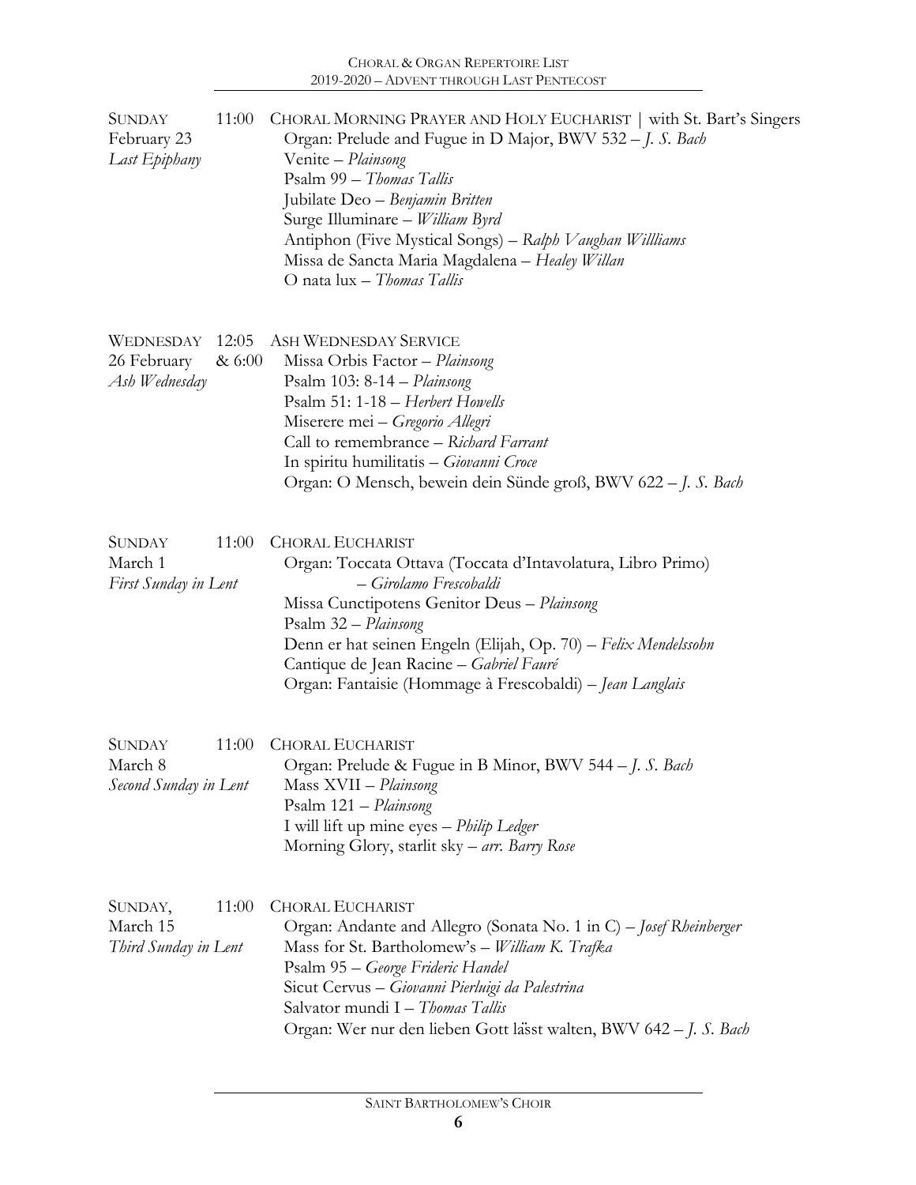| | | |
|---|---|---|
| SUNDAY February 23 *Last Epiphany* | 11:00 | CHORAL MORNING PRAYER AND HOLY EUCHARIST \| with St. Bart's Singers<br>Organ: Prelude and Fugue in D Major, BWV 532 – *J. S. Bach*<br>Venite – *Plainsong*<br>Psalm 99 – *Thomas Tallis*<br>Jubilate Deo – *Benjamin Britten*<br>Surge Illuminare – *William Byrd*<br>Antiphon (Five Mystical Songs) – *Ralph Vaughan Willliams*<br>Missa de Sancta Maria Magdalena – *Healey Willan*<br>O nata lux – *Thomas Tallis* |
| WEDNESDAY 26 February *Ash Wednesday* | 12:05 & 6:00 | ASH WEDNESDAY SERVICE<br>Missa Orbis Factor – *Plainsong*<br>Psalm 103: 8-14 – *Plainsong*<br>Psalm 51: 1-18 – *Herbert Howells*<br>Miserere mei – *Gregorio Allegri*<br>Call to remembrance – *Richard Farrant*<br>In spiritu humilitatis – *Giovanni Croce*<br>Organ: O Mensch, bewein dein Sünde groß, BWV 622 – *J. S. Bach* |
| SUNDAY March 1 *First Sunday in Lent* | 11:00 | CHORAL EUCHARIST<br>Organ: Toccata Ottava (Toccata d'Intavolatura, Libro Primo) – *Girolamo Frescobaldi*<br>Missa Cunctipotens Genitor Deus – *Plainsong*<br>Psalm 32 – *Plainsong*<br>Denn er hat seinen Engeln (Elijah, Op. 70) – *Felix Mendelssohn*<br>Cantique de Jean Racine – *Gabriel Fauré*<br>Organ: Fantaisie (Hommage à Frescobaldi) – *Jean Langlais* |
| SUNDAY March 8 *Second Sunday in Lent* | 11:00 | CHORAL EUCHARIST<br>Organ: Prelude & Fugue in B Minor, BWV 544 – *J. S. Bach*<br>Mass XVII – *Plainsong*<br>Psalm 121 – *Plainsong*<br>I will lift up mine eyes – *Philip Ledger*<br>Morning Glory, starlit sky – *arr. Barry Rose* |
| SUNDAY, March 15 *Third Sunday in Lent* | 11:00 | CHORAL EUCHARIST<br>Organ: Andante and Allegro (Sonata No. 1 in C) – *Josef Rheinberger*<br>Mass for St. Bartholomew's – *William K. Trafka*<br>Psalm 95 – *George Frideric Handel*<br>Sicut Cervus – *Giovanni Pierluigi da Palestrina*<br>Salvator mundi I – *Thomas Tallis*<br>Organ: Wer nur den lieben Gott lässt walten, BWV 642 – *J. S. Bach* |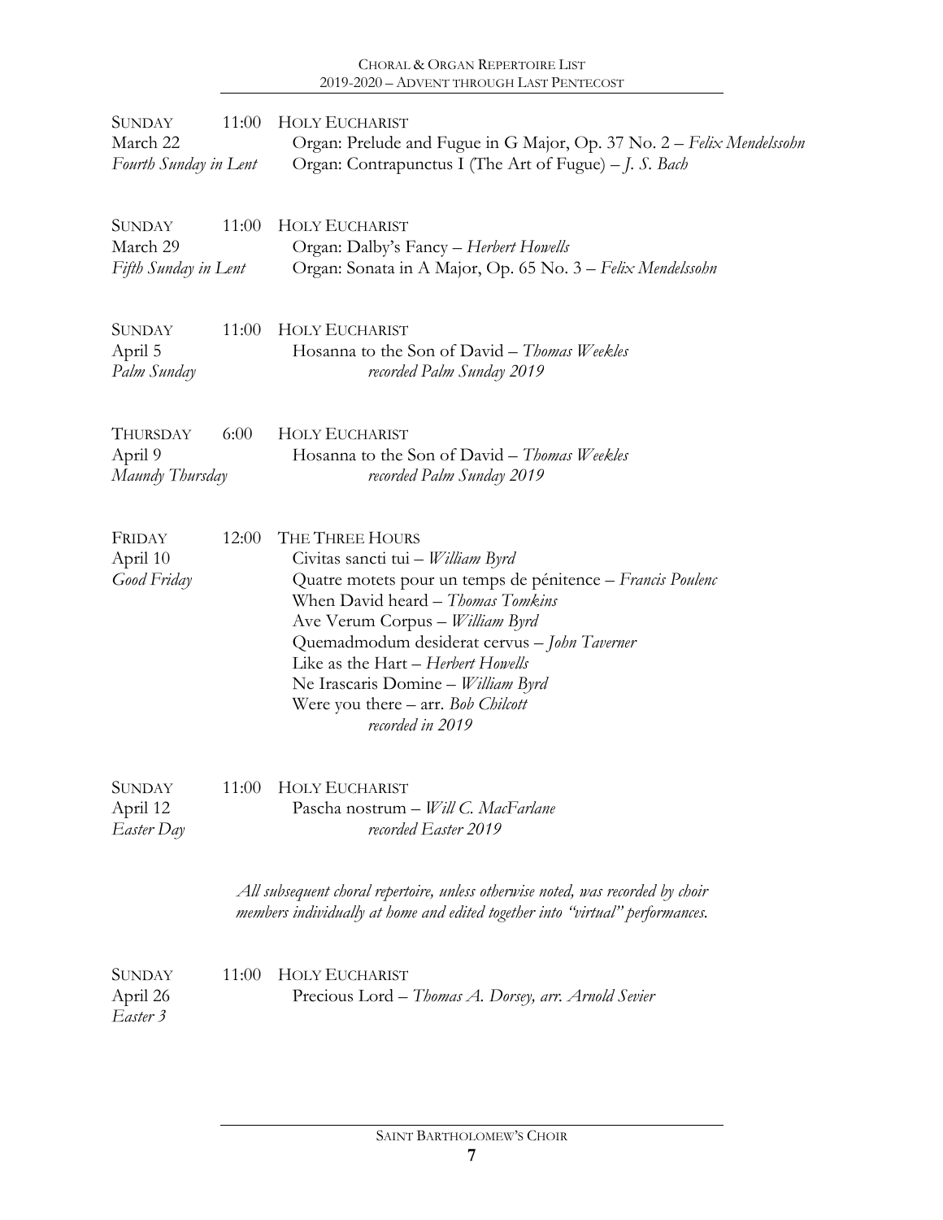SUNDAY 11:00 HOLY EUCHARIST
March 22
*Fourth Sunday in Lent*

Organ: Prelude and Fugue in G Major, Op. 37 No. 2 – *Felix Mendelssohn*
Organ: Contrapunctus I (The Art of Fugue) – *J. S. Bach*

SUNDAY 11:00 HOLY EUCHARIST
March 29
*Fifth Sunday in Lent*

Organ: Dalby's Fancy – *Herbert Howells*
Organ: Sonata in A Major, Op. 65 No. 3 – *Felix Mendelssohn*

SUNDAY 11:00 HOLY EUCHARIST
April 5
*Palm Sunday*

Hosanna to the Son of David – *Thomas Weekles*
*recorded Palm Sunday 2019*

THURSDAY 6:00 HOLY EUCHARIST
April 9
*Maundy Thursday*

Hosanna to the Son of David – *Thomas Weekles*
*recorded Palm Sunday 2019*

FRIDAY 12:00 THE THREE HOURS
April 10
*Good Friday*

Civitas sancti tui – *William Byrd*
Quatre motets pour un temps de pénitence – *Francis Poulenc*
When David heard – *Thomas Tomkins*
Ave Verum Corpus – *William Byrd*
Quemadmodum desiderat cervus – *John Taverner*
Like as the Hart – *Herbert Howells*
Ne Irascaris Domine – *William Byrd*
Were you there – arr. *Bob Chilcott*
*recorded in 2019*

SUNDAY 11:00 HOLY EUCHARIST
April 12
*Easter Day*

Pascha nostrum – *Will C. MacFarlane*
*recorded Easter 2019*

*All subsequent choral repertoire, unless otherwise noted, was recorded by choir members individually at home and edited together into "virtual" performances.*

SUNDAY 11:00 HOLY EUCHARIST
April 26
*Easter 3*

Precious Lord – *Thomas A. Dorsey, arr. Arnold Sevier*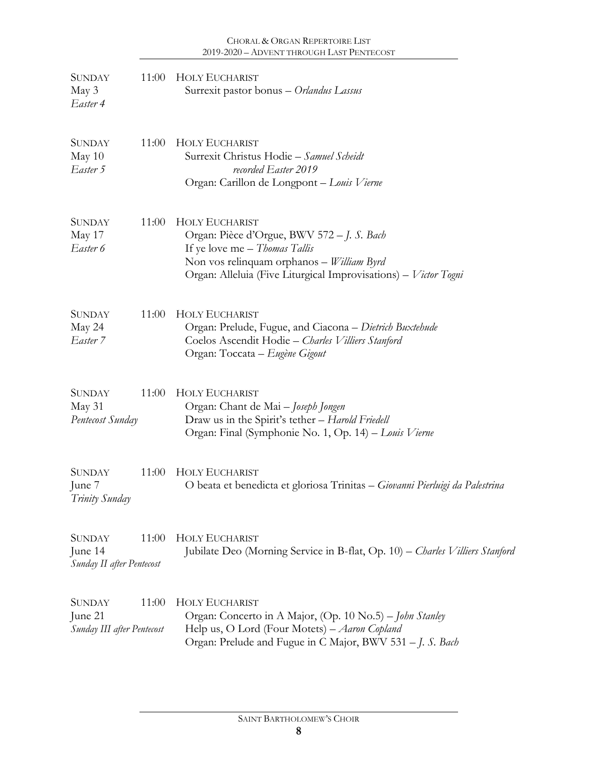**SUNDAY** 11:00 **HOLY EUCHARIST**
May 3
*Easter 4*

Surrexit pastor bonus – *Orlandus Lassus*

**SUNDAY** 11:00 **HOLY EUCHARIST**
May 10
*Easter 5*

Surrexit Christus Hodie – *Samuel Scheidt*
*recorded Easter 2019*
Organ: Carillon de Longpont – *Louis Vierne*

**SUNDAY** 11:00 **HOLY EUCHARIST**
May 17
*Easter 6*

Organ: Pièce d'Orgue, BWV 572 – *J. S. Bach*
If ye love me – *Thomas Tallis*
Non vos relinquam orphanos – *William Byrd*
Organ: Alleluia (Five Liturgical Improvisations) – *Victor Togni*

**SUNDAY** 11:00 **HOLY EUCHARIST**
May 24
*Easter 7*

Organ: Prelude, Fugue, and Ciacona – *Dietrich Buxtehude*
Coelos Ascendit Hodie – *Charles Villiers Stanford*
Organ: Toccata – *Eugène Gigout*

**SUNDAY** 11:00 **HOLY EUCHARIST**
May 31
*Pentecost Sunday*

Organ: Chant de Mai – *Joseph Jongen*
Draw us in the Spirit's tether – *Harold Friedell*
Organ: Final (Symphonie No. 1, Op. 14) – *Louis Vierne*

**SUNDAY** 11:00 **HOLY EUCHARIST**
June 7
*Trinity Sunday*

O beata et benedicta et gloriosa Trinitas – *Giovanni Pierluigi da Palestrina*

**SUNDAY** 11:00 **HOLY EUCHARIST**
June 14
*Sunday II after Pentecost*

Jubilate Deo (Morning Service in B-flat, Op. 10) – *Charles Villiers Stanford*

**SUNDAY** 11:00 **HOLY EUCHARIST**
June 21
*Sunday III after Pentecost*

Organ: Concerto in A Major, (Op. 10 No.5) – *John Stanley*
Help us, O Lord (Four Motets) – *Aaron Copland*
Organ: Prelude and Fugue in C Major, BWV 531 – *J. S. Bach*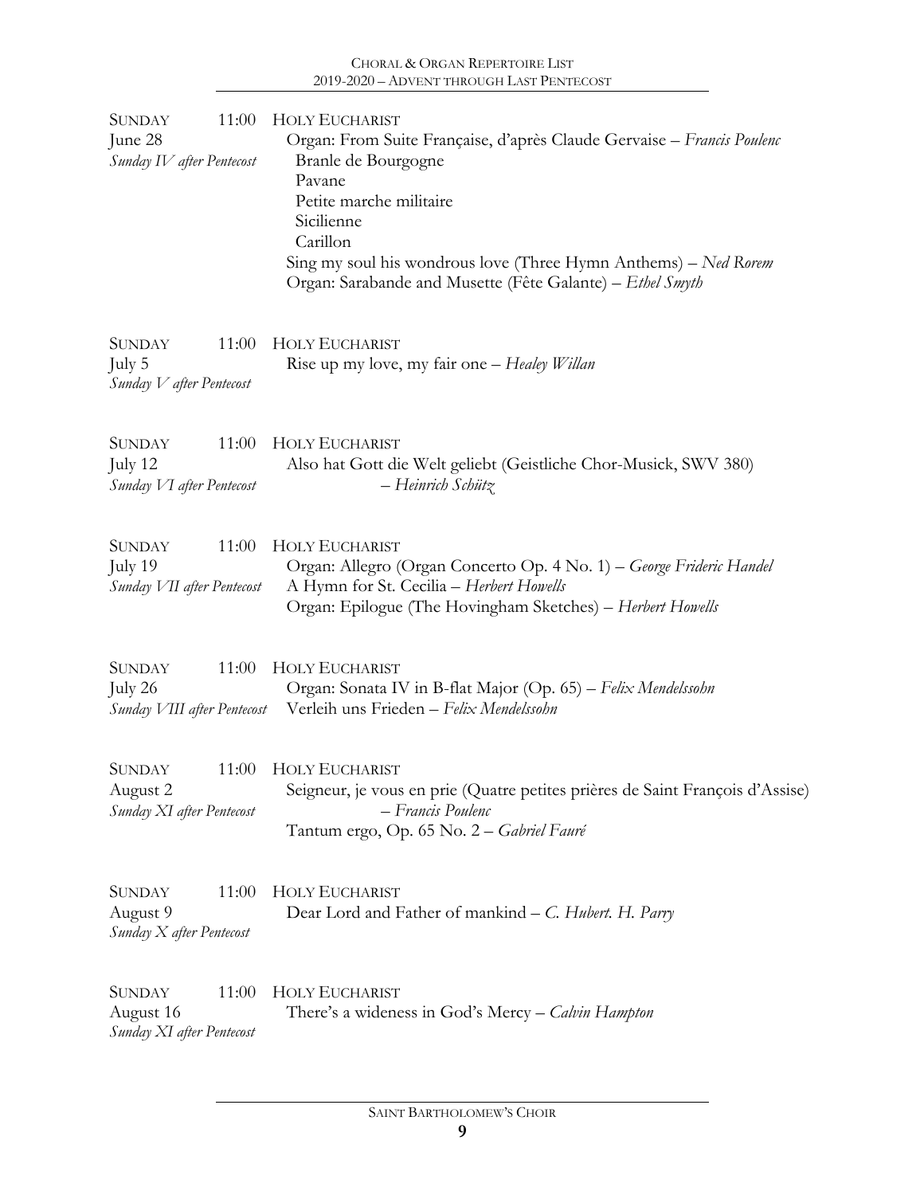SUNDAY 11:00 — HOLY EUCHARIST
June 28
*Sunday IV after Pentecost*

Organ: From Suite Française, d'après Claude Gervaise – *Francis Poulenc*
- Branle de Bourgogne
- Pavane
- Petite marche militaire
- Sicilienne
- Carillon

Sing my soul his wondrous love (Three Hymn Anthems) – *Ned Rorem*
Organ: Sarabande and Musette (Fête Galante) – *Ethel Smyth*

SUNDAY 11:00 — HOLY EUCHARIST
July 5
*Sunday V after Pentecost*

Rise up my love, my fair one – *Healey Willan*

SUNDAY 11:00 — HOLY EUCHARIST
July 12
*Sunday VI after Pentecost*

Also hat Gott die Welt geliebt (Geistliche Chor-Musick, SWV 380) – *Heinrich Schütz*

SUNDAY 11:00 — HOLY EUCHARIST
July 19
*Sunday VII after Pentecost*

Organ: Allegro (Organ Concerto Op. 4 No. 1) – *George Frideric Handel*
A Hymn for St. Cecilia – *Herbert Howells*
Organ: Epilogue (The Hovingham Sketches) – *Herbert Howells*

SUNDAY 11:00 — HOLY EUCHARIST
July 26
*Sunday VIII after Pentecost*

Organ: Sonata IV in B-flat Major (Op. 65) – *Felix Mendelssohn*
Verleih uns Frieden – *Felix Mendelssohn*

SUNDAY 11:00 — HOLY EUCHARIST
August 2
*Sunday XI after Pentecost*

Seigneur, je vous en prie (Quatre petites prières de Saint François d'Assise) – *Francis Poulenc*
Tantum ergo, Op. 65 No. 2 – *Gabriel Fauré*

SUNDAY 11:00 — HOLY EUCHARIST
August 9
*Sunday X after Pentecost*

Dear Lord and Father of mankind – *C. Hubert. H. Parry*

SUNDAY 11:00 — HOLY EUCHARIST
August 16
*Sunday XI after Pentecost*

There's a wideness in God's Mercy – *Calvin Hampton*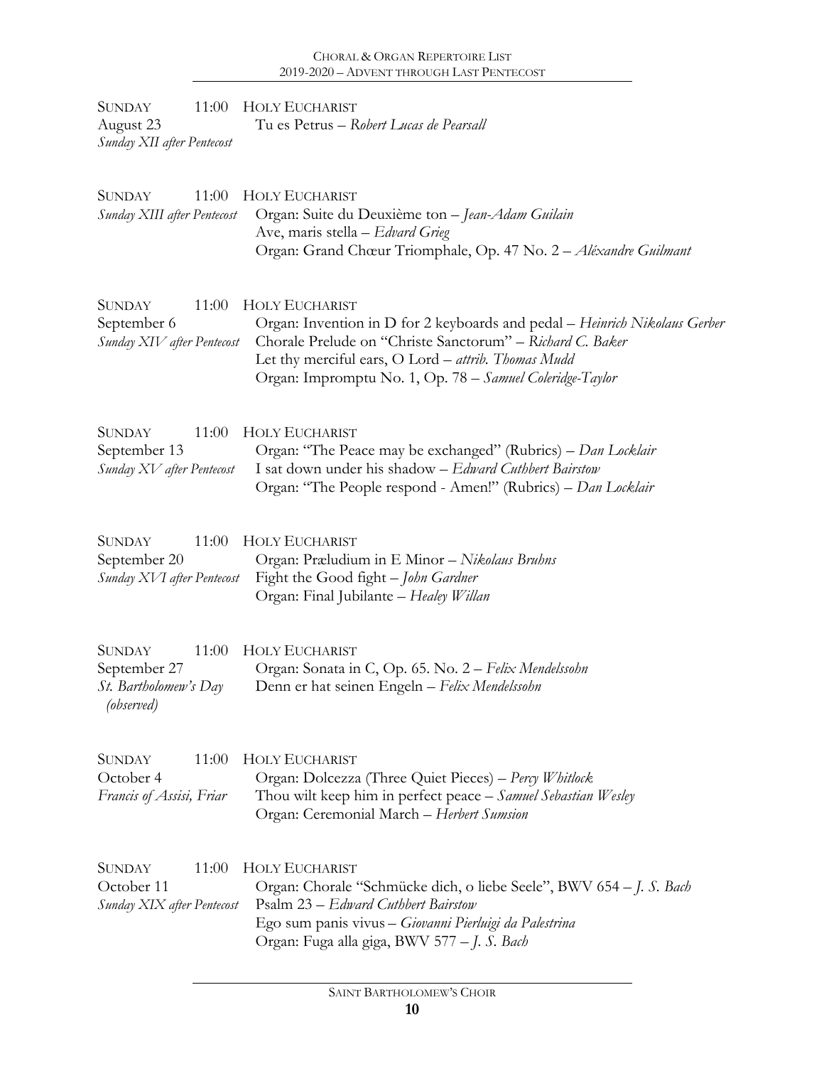Sunday 11:00 Holy Eucharist
August 23
*Sunday XII after Pentecost*

Tu es Petrus – *Robert Lucas de Pearsall*

Sunday 11:00 Holy Eucharist
*Sunday XIII after Pentecost*

Organ: Suite du Deuxième ton – *Jean-Adam Guilain*
Ave, maris stella – *Edvard Grieg*
Organ: Grand Chœur Triomphale, Op. 47 No. 2 – *Aléxandre Guilmant*

Sunday 11:00 Holy Eucharist
September 6
*Sunday XIV after Pentecost*

Organ: Invention in D for 2 keyboards and pedal – *Heinrich Nikolaus Gerber*
Chorale Prelude on "Christe Sanctorum" – *Richard C. Baker*
Let thy merciful ears, O Lord – *attrib. Thomas Mudd*
Organ: Impromptu No. 1, Op. 78 – *Samuel Coleridge-Taylor*

Sunday 11:00 Holy Eucharist
September 13
*Sunday XV after Pentecost*

Organ: "The Peace may be exchanged" (Rubrics) – *Dan Locklair*
I sat down under his shadow – *Edward Cuthbert Bairstow*
Organ: "The People respond - Amen!" (Rubrics) – *Dan Locklair*

Sunday 11:00 Holy Eucharist
September 20
*Sunday XVI after Pentecost*

Organ: Præludium in E Minor – *Nikolaus Bruhns*
Fight the Good fight – *John Gardner*
Organ: Final Jubilante – *Healey Willan*

Sunday 11:00 Holy Eucharist
September 27
*St. Bartholomew's Day (observed)*

Organ: Sonata in C, Op. 65. No. 2 – *Felix Mendelssohn*
Denn er hat seinen Engeln – *Felix Mendelssohn*

Sunday 11:00 Holy Eucharist
October 4
*Francis of Assisi, Friar*

Organ: Dolcezza (Three Quiet Pieces) – *Percy Whitlock*
Thou wilt keep him in perfect peace – *Samuel Sebastian Wesley*
Organ: Ceremonial March – *Herbert Sumsion*

Sunday 11:00 Holy Eucharist
October 11
*Sunday XIX after Pentecost*

Organ: Chorale "Schmücke dich, o liebe Seele", BWV 654 – *J. S. Bach*
Psalm 23 – *Edward Cuthbert Bairstow*
Ego sum panis vivus – *Giovanni Pierluigi da Palestrina*
Organ: Fuga alla giga, BWV 577 – *J. S. Bach*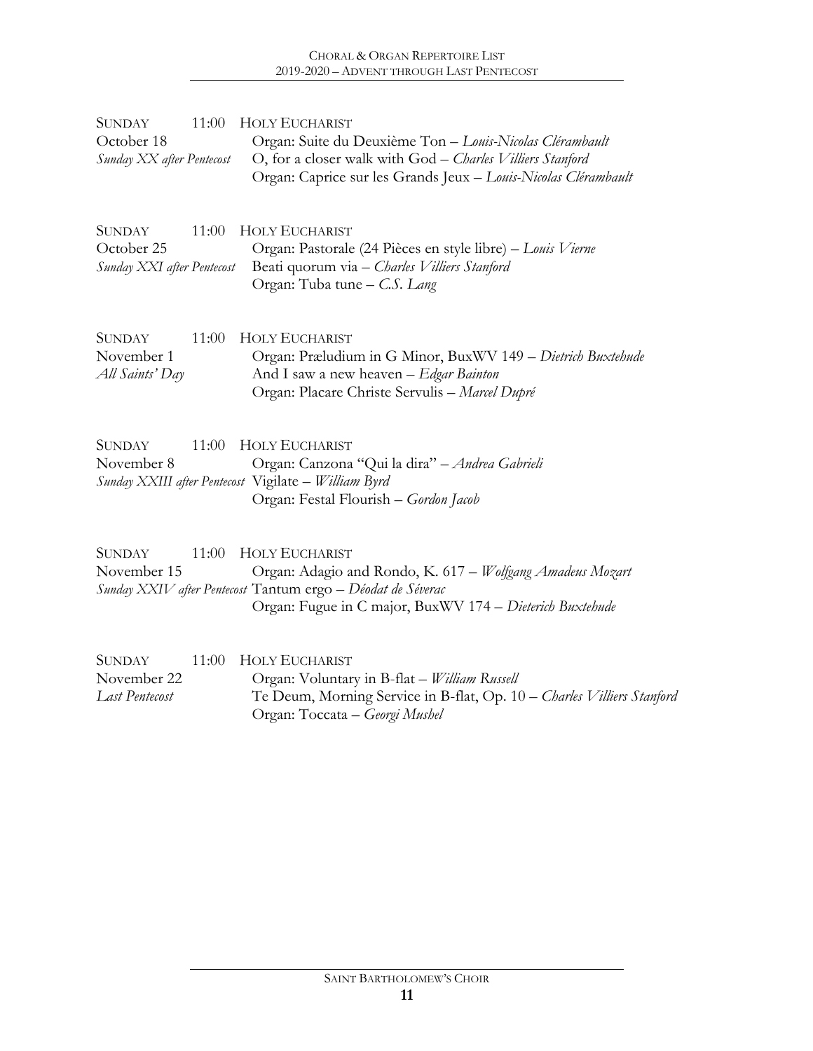SUNDAY 11:00 HOLY EUCHARIST
October 18
*Sunday XX after Pentecost*

Organ: Suite du Deuxième Ton – *Louis-Nicolas Clérambault*
O, for a closer walk with God – *Charles Villiers Stanford*
Organ: Caprice sur les Grands Jeux – *Louis-Nicolas Clérambault*

SUNDAY 11:00 HOLY EUCHARIST
October 25
*Sunday XXI after Pentecost*

Organ: Pastorale (24 Pièces en style libre) – *Louis Vierne*
Beati quorum via – *Charles Villiers Stanford*
Organ: Tuba tune – *C.S. Lang*

SUNDAY 11:00 HOLY EUCHARIST
November 1
*All Saints' Day*

Organ: Præludium in G Minor, BuxWV 149 – *Dietrich Buxtehude*
And I saw a new heaven – *Edgar Bainton*
Organ: Placare Christe Servulis – *Marcel Dupré*

SUNDAY 11:00 HOLY EUCHARIST
November 8
*Sunday XXIII after Pentecost*

Organ: Canzona "Qui la dira" – *Andrea Gabrieli*
Vigilate – *William Byrd*
Organ: Festal Flourish – *Gordon Jacob*

SUNDAY 11:00 HOLY EUCHARIST
November 15
*Sunday XXIV after Pentecost*

Organ: Adagio and Rondo, K. 617 – *Wolfgang Amadeus Mozart*
Tantum ergo – *Déodat de Séverac*
Organ: Fugue in C major, BuxWV 174 – *Dieterich Buxtehude*

SUNDAY 11:00 HOLY EUCHARIST
November 22
*Last Pentecost*

Organ: Voluntary in B-flat – *William Russell*
Te Deum, Morning Service in B-flat, Op. 10 – *Charles Villiers Stanford*
Organ: Toccata – *Georgi Mushel*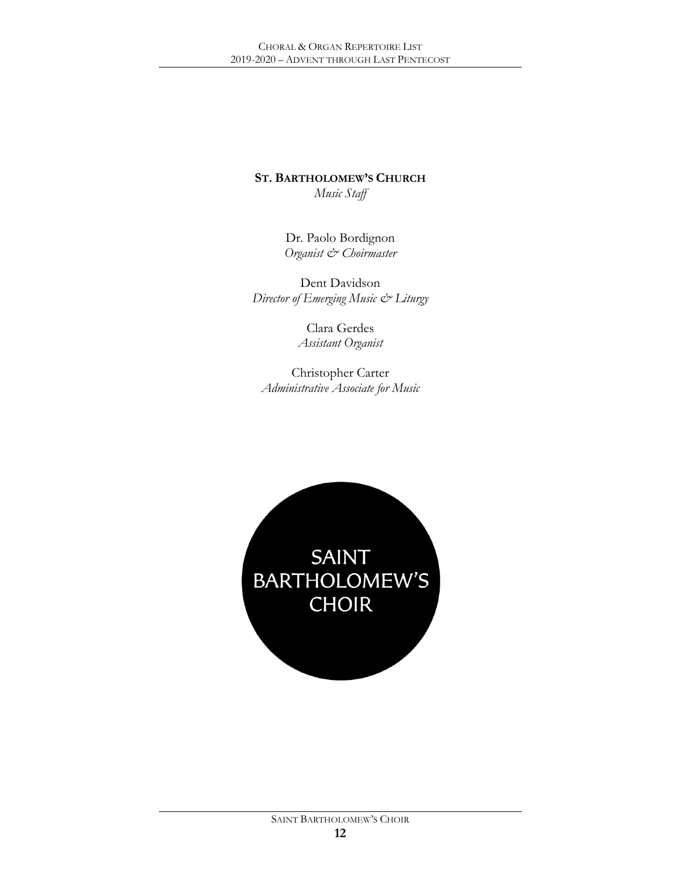**St. Bartholomew's Church**
*Music Staff*

Dr. Paolo Bordignon
*Organist & Choirmaster*

Dent Davidson
*Director of Emerging Music & Liturgy*

Clara Gerdes
*Assistant Organist*

Christopher Carter
*Administrative Associate for Music*

SAINT BARTHOLOMEW'S CHOIR